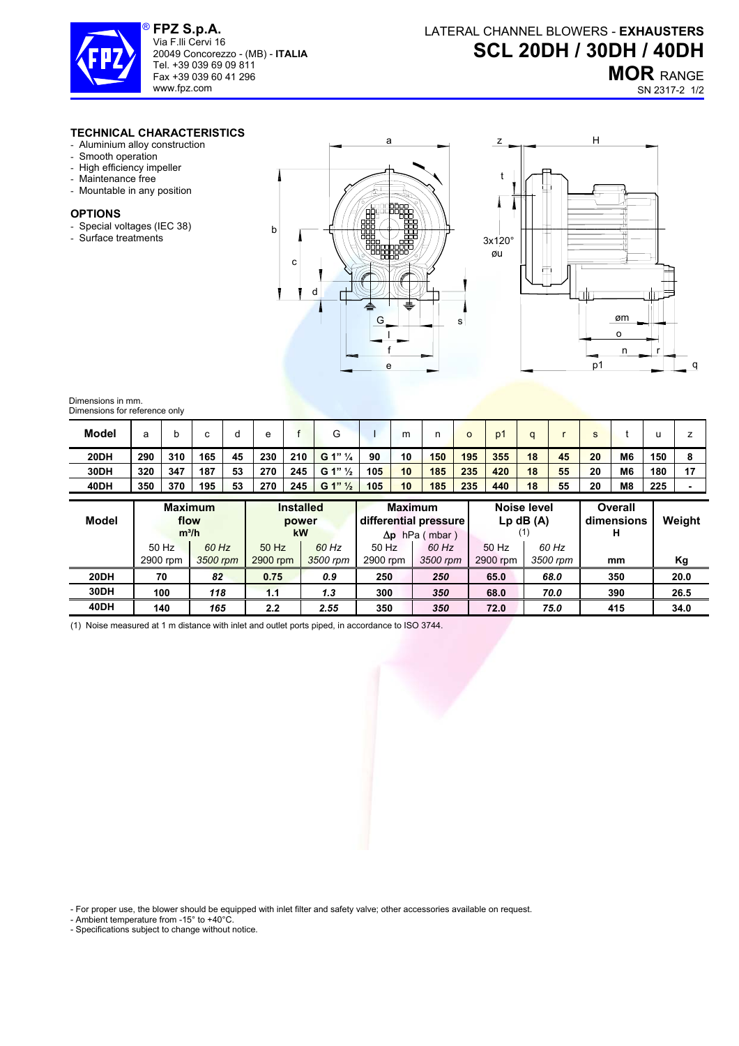FPZ S.p.A.
Via F.lli Cervi 16
20049 Concorezzo - (MB) - **ITALIA**
Tel. +39 039 69 09 811
Fax +39 039 60 41 296
www.fpz.com

LATERAL CHANNEL BLOWERS - **EXHAUSTERS**

# SCL 20DH / 30DH / 40DH

**MOR** RANGE

SN 2317-2 1/2

## TECHNICAL CHARACTERISTICS

- Aluminium alloy construction
- Smooth operation
- High efficiency impeller
- Maintenance free
- Mountable in any position

## OPTIONS

- Special voltages (IEC 38)
- Surface treatments

Dimensions in mm.
Dimensions for reference only

| Model | a | b | c | d | e | f | G | l | m | n | o | p1 | q | r | s | t | u | z |
|---|---|---|---|---|---|---|---|---|---|---|---|---|---|---|---|---|---|---|
| **20DH** | **290** | **310** | **165** | **45** | **230** | **210** | **G 1" ¼** | **90** | **10** | **150** | **195** | **355** | **18** | **45** | **20** | **M6** | **150** | **8** |
| **30DH** | **320** | **347** | **187** | **53** | **270** | **245** | **G 1" ½** | **105** | **10** | **185** | **235** | **420** | **18** | **55** | **20** | **M6** | **180** | **17** |
| **40DH** | **350** | **370** | **195** | **53** | **270** | **245** | **G 1" ½** | **105** | **10** | **185** | **235** | **440** | **18** | **55** | **20** | **M8** | **225** | **-** |

| Model | Maximum flow $m^3/h$ | | Installed power kW | | Maximum differential pressure Δp hPa ( mbar ) | | Noise level Lp dB (A) (1) | | Overall dimensions H | Weight |
|---|---|---|---|---|---|---|---|---|---|---|
| | 50 Hz 2900 rpm | *60 Hz 3500 rpm* | 50 Hz 2900 rpm | *60 Hz 3500 rpm* | 50 Hz 2900 rpm | *60 Hz 3500 rpm* | 50 Hz 2900 rpm | *60 Hz 3500 rpm* | mm | Kg |
| **20DH** | **70** | ***82*** | **0.75** | ***0.9*** | **250** | ***250*** | **65.0** | ***68.0*** | **350** | **20.0** |
| **30DH** | **100** | ***118*** | **1.1** | ***1.3*** | **300** | ***350*** | **68.0** | ***70.0*** | **390** | **26.5** |
| **40DH** | **140** | ***165*** | **2.2** | ***2.55*** | **350** | ***350*** | **72.0** | ***75.0*** | **415** | **34.0** |

(1) Noise measured at 1 m distance with inlet and outlet ports piped, in accordance to ISO 3744.

- For proper use, the blower should be equipped with inlet filter and safety valve; other accessories available on request.
- Ambient temperature from -15° to +40°C.
- Specifications subject to change without notice.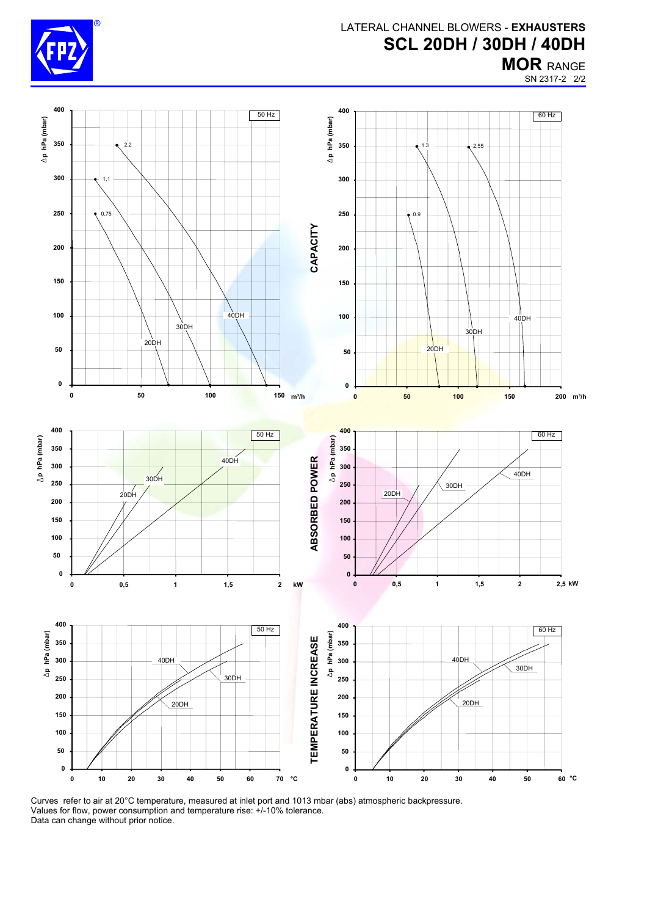# LATERAL CHANNEL BLOWERS - EXHAUSTERS

# SCL 20DH / 30DH / 40DH

## MOR RANGE

SN 2317-2 2/2

CAPACITY

50 Hz

Δp hPa (mbar)

400
350
300
250
200
150
100
50
0

0 50 100 150 m³/h

2,2
1,1
0,75
20DH
30DH
40DH

60 Hz

Δp hPa (mbar)

400
350
300
250
200
150
100
50
0

0 50 100 150 200 m³/h

1.3
2.55
0.9
20DH
30DH
40DH

ABSORBED POWER

50 Hz

Δp hPa (mbar)

400
350
300
250
200
150
100
50
0

0 0,5 1 1,5 2 kW

20DH
30DH
40DH

60 Hz

Δp hPa (mbar)

400
350
300
250
200
150
100
50
0

0 0,5 1 1,5 2 2,5 kW

20DH
30DH
40DH

TEMPERATURE INCREASE

50 Hz

Δp hPa (mbar)

400
350
300
250
200
150
100
50
0

0 10 20 30 40 50 60 70 °C

40DH
30DH
20DH

60 Hz

Δp hPa (mbar)

400
350
300
250
200
150
100
50
0

0 10 20 30 40 50 60 °C

40DH
30DH
20DH

Curves refer to air at 20°C temperature, measured at inlet port and 1013 mbar (abs) atmospheric backpressure.
Values for flow, power consumption and temperature rise: +/-10% tolerance.
Data can change without prior notice.